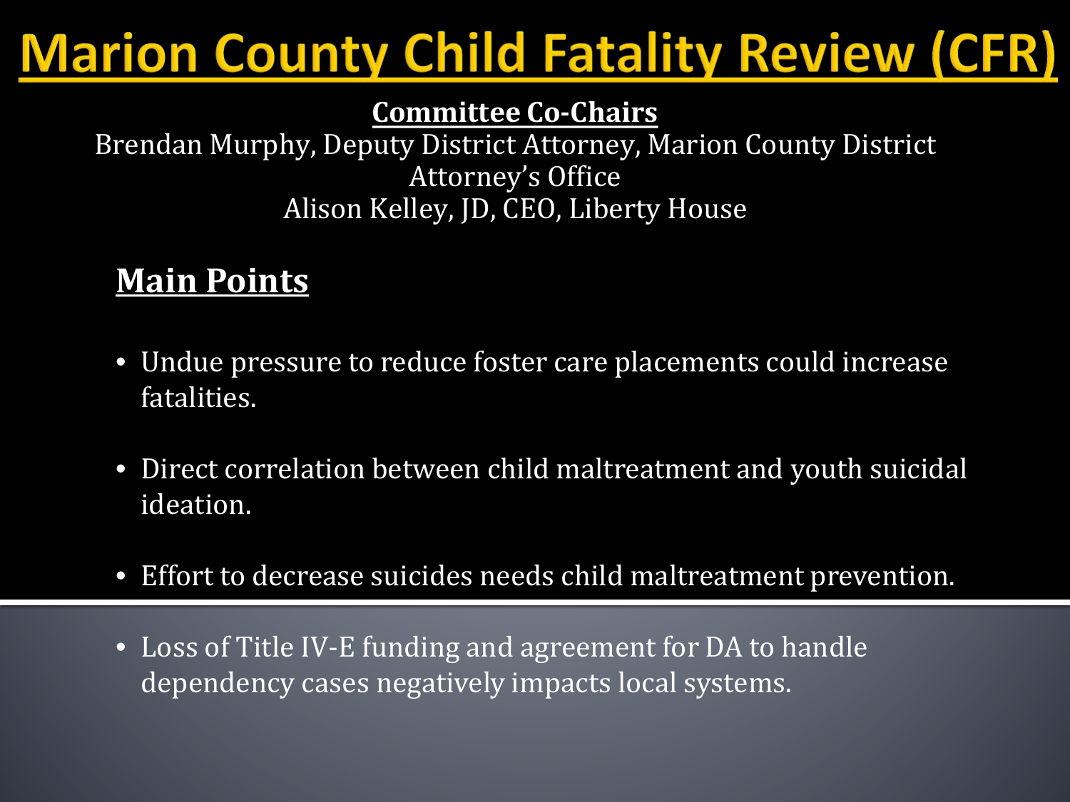# Marion County Child Fatality Review (CFR)

**Committee Co-Chairs**

Brendan Murphy, Deputy District Attorney, Marion County District Attorney's Office

Alison Kelley, JD, CEO, Liberty House

## Main Points

- Undue pressure to reduce foster care placements could increase fatalities.
- Direct correlation between child maltreatment and youth suicidal ideation.
- Effort to decrease suicides needs child maltreatment prevention.
- Loss of Title IV-E funding and agreement for DA to handle dependency cases negatively impacts local systems.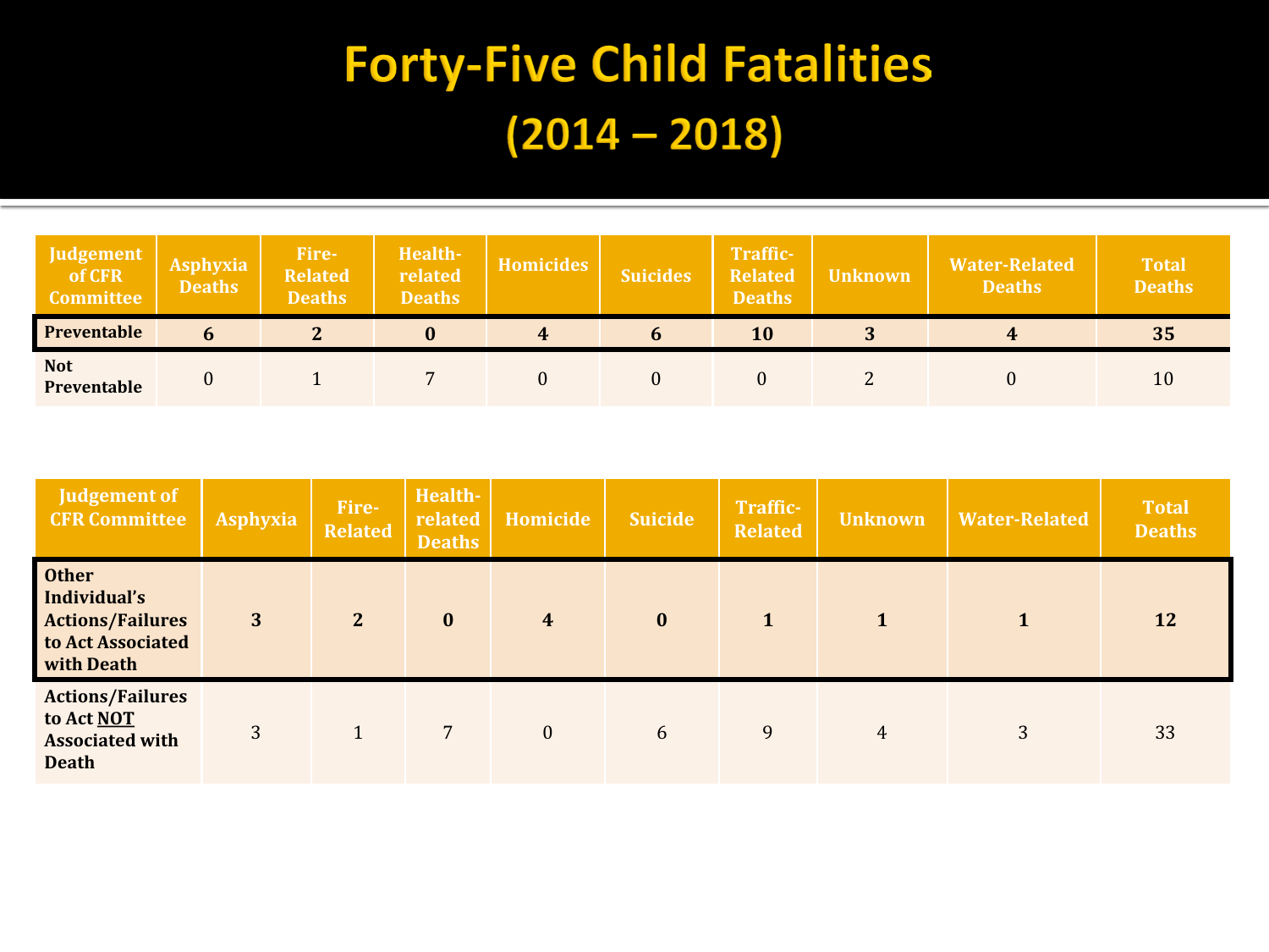# Forty-Five Child Fatalities (2014 – 2018)

| Judgement of CFR Committee | Asphyxia Deaths | Fire-Related Deaths | Health-related Deaths | Homicides | Suicides | Traffic-Related Deaths | Unknown | Water-Related Deaths | Total Deaths |
|---|---|---|---|---|---|---|---|---|---|
| **Preventable** | **6** | **2** | **0** | **4** | **6** | **10** | **3** | **4** | **35** |
| **Not Preventable** | 0 | 1 | 7 | 0 | 0 | 0 | 2 | 0 | 10 |

| Judgement of CFR Committee | Asphyxia | Fire-Related | Health-related Deaths | Homicide | Suicide | Traffic-Related | Unknown | Water-Related | Total Deaths |
|---|---|---|---|---|---|---|---|---|---|
| **Other Individual's Actions/Failures to Act Associated with Death** | **3** | **2** | **0** | **4** | **0** | **1** | **1** | **1** | **12** |
| **Actions/Failures to Act NOT Associated with Death** | 3 | 1 | 7 | 0 | 6 | 9 | 4 | 3 | 33 |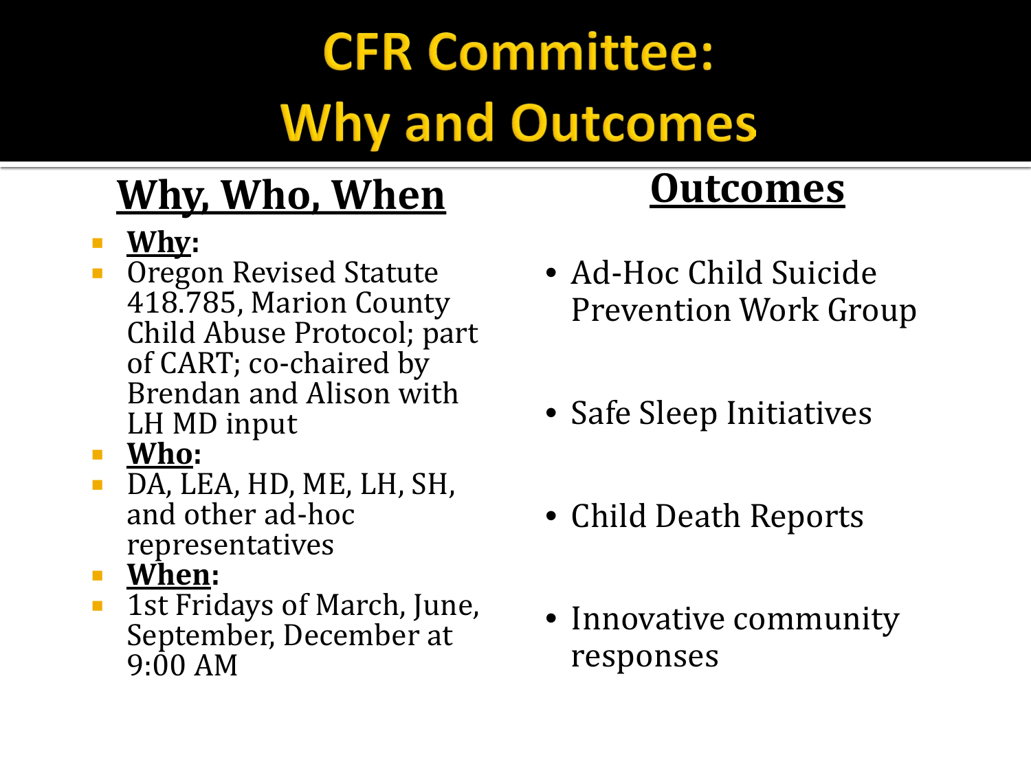# CFR Committee: Why and Outcomes

## Why, Who, When

- **Why**:
- Oregon Revised Statute 418.785, Marion County Child Abuse Protocol; part of CART; co-chaired by Brendan and Alison with LH MD input
- **Who**:
- DA, LEA, HD, ME, LH, SH, and other ad-hoc representatives
- **When**:
- 1st Fridays of March, June, September, December at 9:00 AM

## Outcomes

- Ad-Hoc Child Suicide Prevention Work Group
- Safe Sleep Initiatives
- Child Death Reports
- Innovative community responses